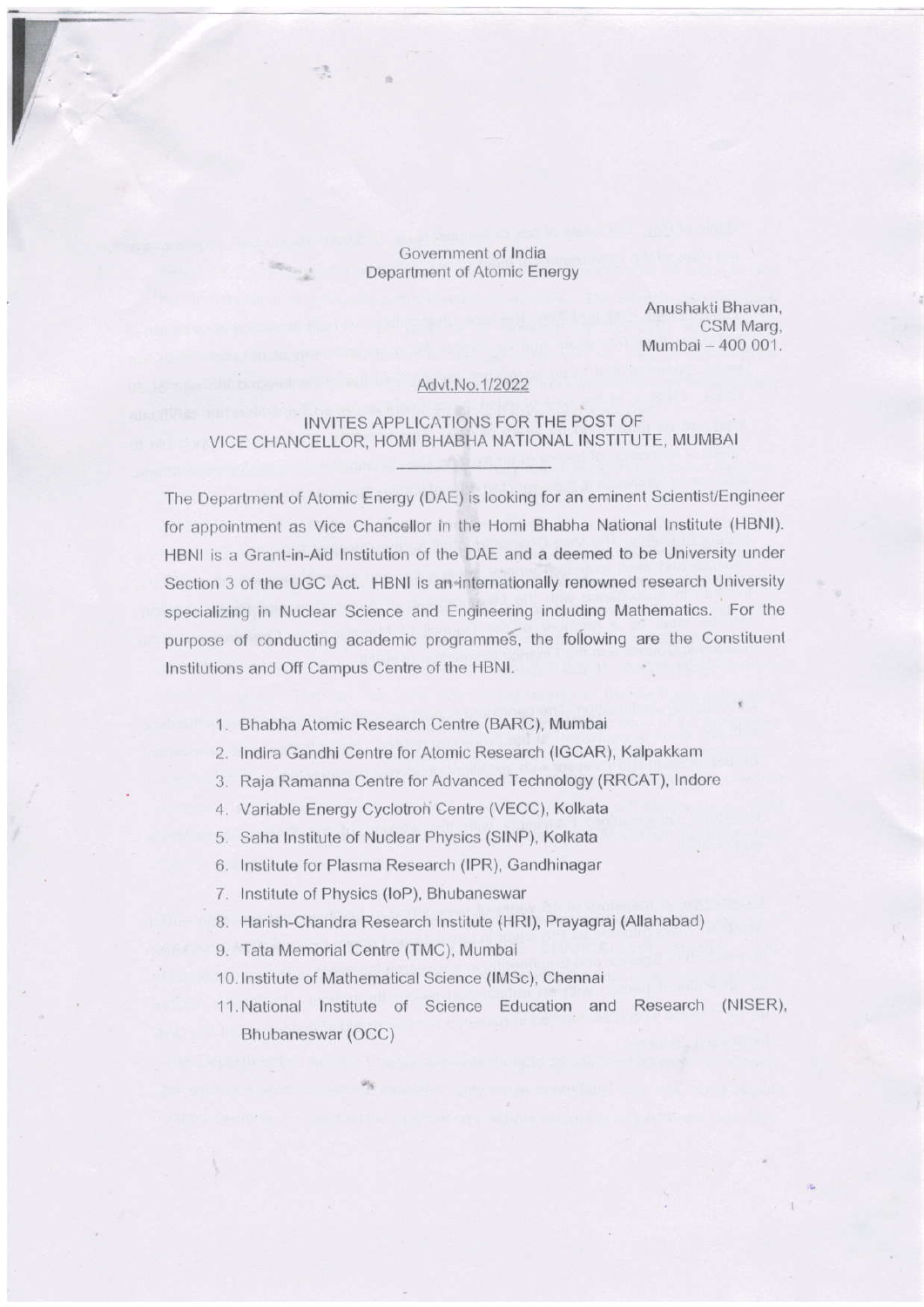Government of India
Department of Atomic Energy

Anushakti Bhavan,
CSM Marg,
Mumbai – 400 001.

Advt.No.1/2022

## INVITES APPLICATIONS FOR THE POST OF VICE CHANCELLOR, HOMI BHABHA NATIONAL INSTITUTE, MUMBAI

The Department of Atomic Energy (DAE) is looking for an eminent Scientist/Engineer for appointment as Vice Chancellor in the Homi Bhabha National Institute (HBNI). HBNI is a Grant-in-Aid Institution of the DAE and a deemed to be University under Section 3 of the UGC Act. HBNI is an internationally renowned research University specializing in Nuclear Science and Engineering including Mathematics. For the purpose of conducting academic programmes, the following are the Constituent Institutions and Off Campus Centre of the HBNI.

1. Bhabha Atomic Research Centre (BARC), Mumbai
2. Indira Gandhi Centre for Atomic Research (IGCAR), Kalpakkam
3. Raja Ramanna Centre for Advanced Technology (RRCAT), Indore
4. Variable Energy Cyclotron Centre (VECC), Kolkata
5. Saha Institute of Nuclear Physics (SINP), Kolkata
6. Institute for Plasma Research (IPR), Gandhinagar
7. Institute of Physics (IoP), Bhubaneswar
8. Harish-Chandra Research Institute (HRI), Prayagraj (Allahabad)
9. Tata Memorial Centre (TMC), Mumbai
10. Institute of Mathematical Science (IMSc), Chennai
11. National Institute of Science Education and Research (NISER), Bhubaneswar (OCC)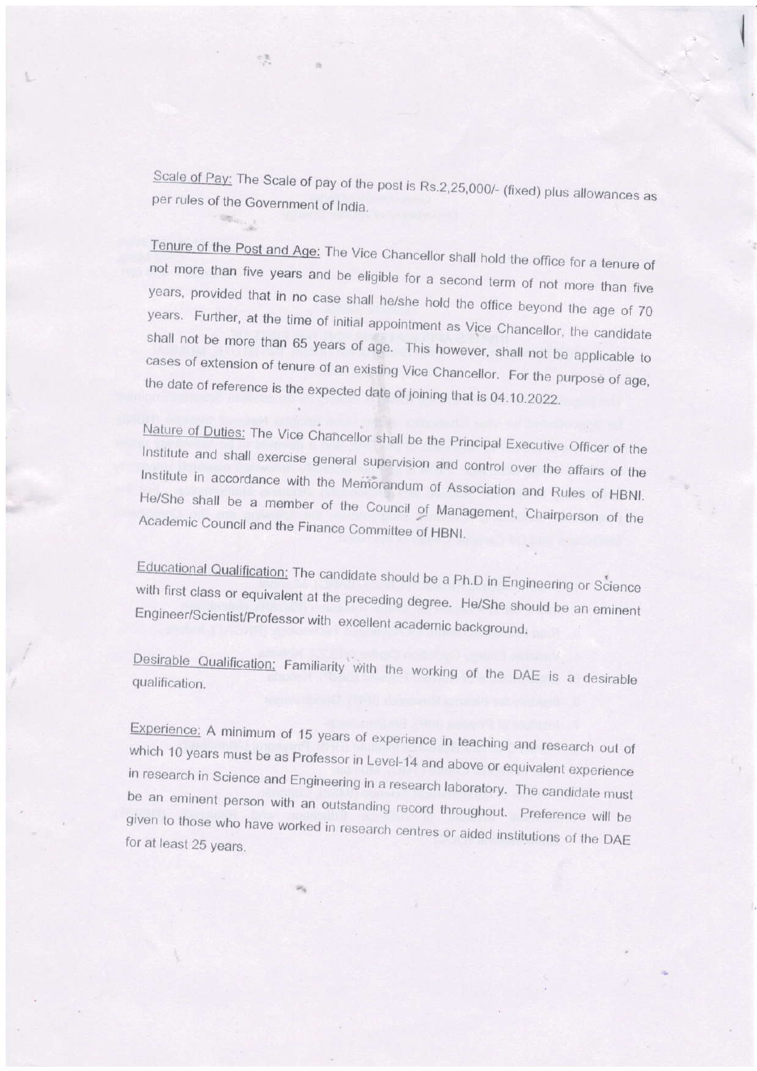Scale of Pay: The Scale of pay of the post is Rs.2,25,000/- (fixed) plus allowances as per rules of the Government of India.

Tenure of the Post and Age: The Vice Chancellor shall hold the office for a tenure of not more than five years and be eligible for a second term of not more than five years, provided that in no case shall he/she hold the office beyond the age of 70 years. Further, at the time of initial appointment as Vice Chancellor, the candidate shall not be more than 65 years of age. This however, shall not be applicable to cases of extension of tenure of an existing Vice Chancellor. For the purpose of age, the date of reference is the expected date of joining that is 04.10.2022.

Nature of Duties: The Vice Chancellor shall be the Principal Executive Officer of the Institute and shall exercise general supervision and control over the affairs of the Institute in accordance with the Memorandum of Association and Rules of HBNI. He/She shall be a member of the Council of Management, Chairperson of the Academic Council and the Finance Committee of HBNI.

Educational Qualification: The candidate should be a Ph.D in Engineering or Science with first class or equivalent at the preceding degree. He/She should be an eminent Engineer/Scientist/Professor with excellent academic background.

Desirable Qualification: Familiarity with the working of the DAE is a desirable qualification.

Experience: A minimum of 15 years of experience in teaching and research out of which 10 years must be as Professor in Level-14 and above or equivalent experience in research in Science and Engineering in a research laboratory. The candidate must be an eminent person with an outstanding record throughout. Preference will be given to those who have worked in research centres or aided institutions of the DAE for at least 25 years.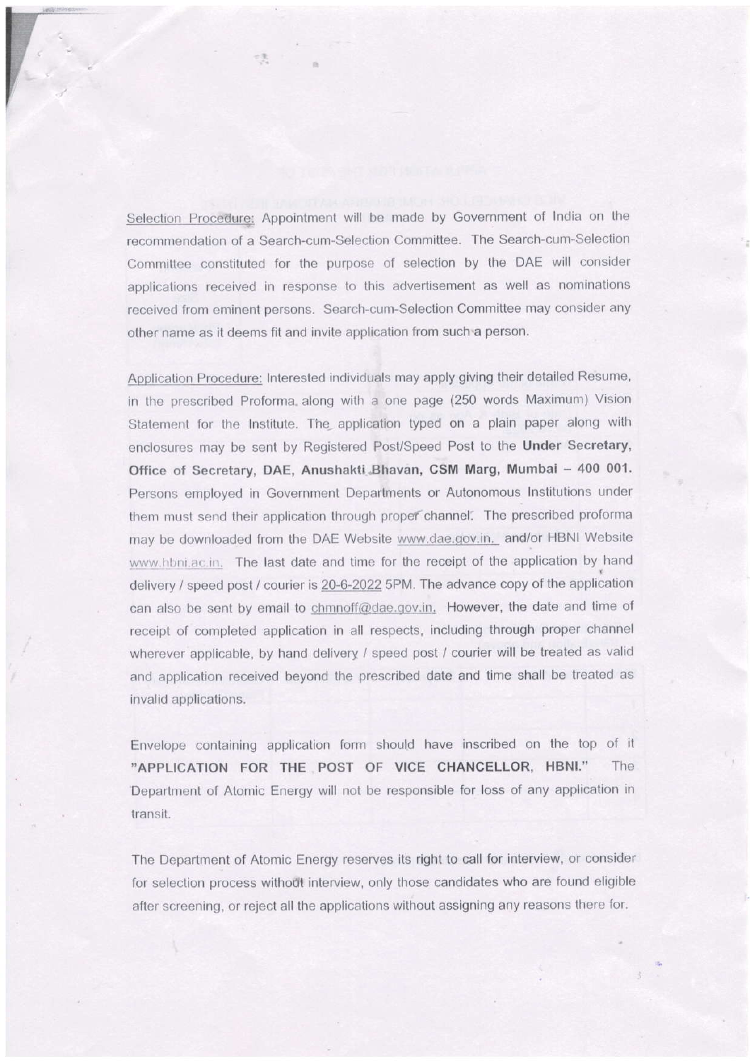Selection Procedure: Appointment will be made by Government of India on the recommendation of a Search-cum-Selection Committee. The Search-cum-Selection Committee constituted for the purpose of selection by the DAE will consider applications received in response to this advertisement as well as nominations received from eminent persons. Search-cum-Selection Committee may consider any other name as it deems fit and invite application from such a person.

Application Procedure: Interested individuals may apply giving their detailed Resume, in the prescribed Proforma, along with a one page (250 words Maximum) Vision Statement for the Institute. The application typed on a plain paper along with enclosures may be sent by Registered Post/Speed Post to the **Under Secretary, Office of Secretary, DAE, Anushakti Bhavan, CSM Marg, Mumbai – 400 001.** Persons employed in Government Departments or Autonomous Institutions under them must send their application through proper channel. The prescribed proforma may be downloaded from the DAE Website www.dae.gov.in. and/or HBNI Website www.hbni.ac.in. The last date and time for the receipt of the application by hand delivery / speed post / courier is 20-6-2022 5PM. The advance copy of the application can also be sent by email to chmnoff@dae.gov.in. However, the date and time of receipt of completed application in all respects, including through proper channel wherever applicable, by hand delivery / speed post / courier will be treated as valid and application received beyond the prescribed date and time shall be treated as invalid applications.

Envelope containing application form should have inscribed on the top of it **"APPLICATION FOR THE POST OF VICE CHANCELLOR, HBNI."** The Department of Atomic Energy will not be responsible for loss of any application in transit.

The Department of Atomic Energy reserves its right to call for interview, or consider for selection process without interview, only those candidates who are found eligible after screening, or reject all the applications without assigning any reasons there for.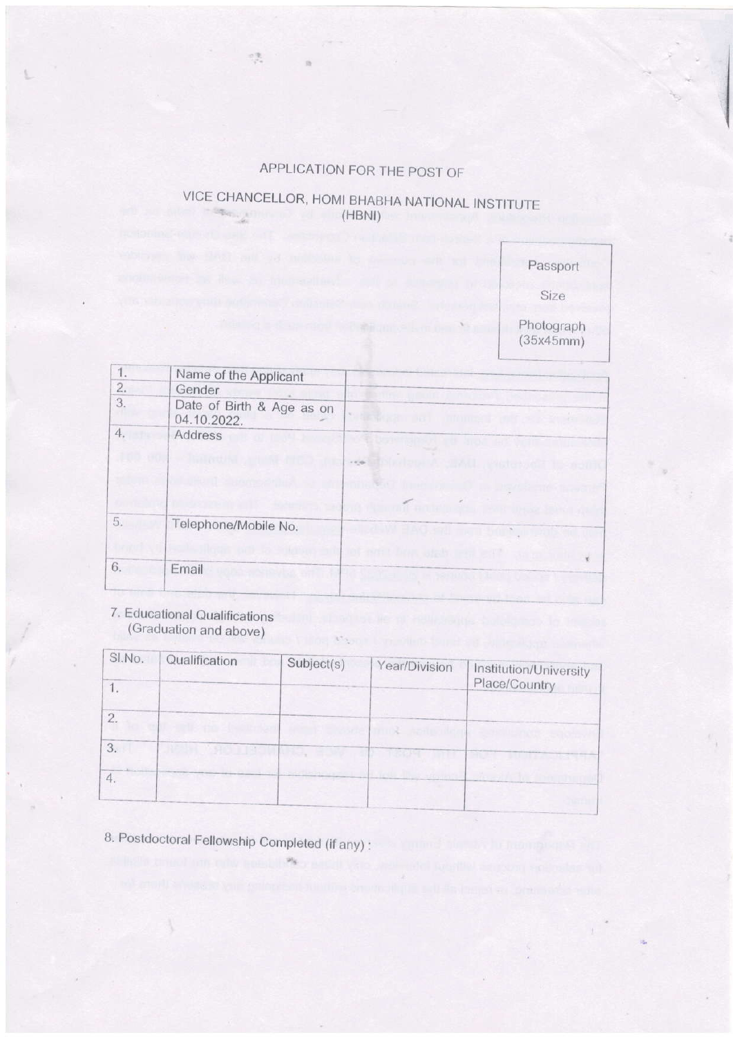APPLICATION FOR THE POST OF

VICE CHANCELLOR, HOMI BHABHA NATIONAL INSTITUTE (HBNI)

Passport Size Photograph (35x45mm)

| | | |
|---|---|---|
| 1. | Name of the Applicant | |
| 2. | Gender | |
| 3. | Date of Birth & Age as on 04.10.2022. | |
| 4. | Address | |
| 5. | Telephone/Mobile No. | |
| 6. | Email | |

7. Educational Qualifications (Graduation and above)

| Sl.No. | Qualification | Subject(s) | Year/Division | Institution/University Place/Country |
|---|---|---|---|---|
| 1. | | | | |
| 2. | | | | |
| 3. | | | | |
| 4. | | | | |

8. Postdoctoral Fellowship Completed (if any) :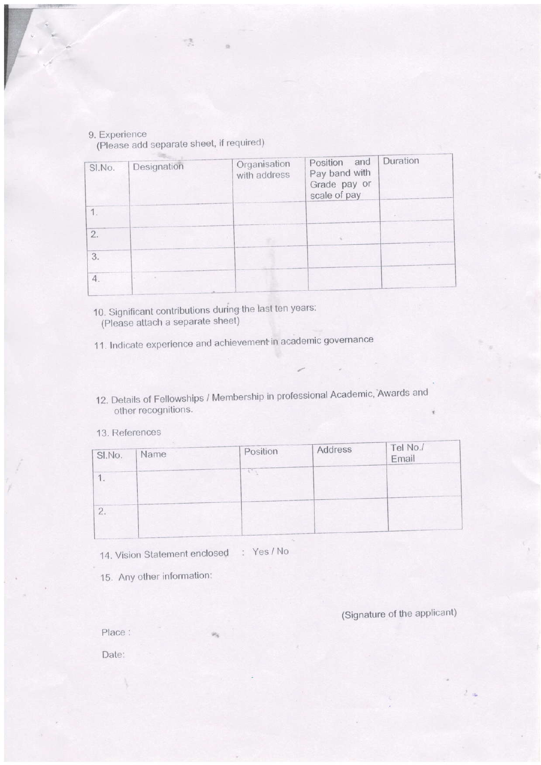9. Experience
(Please add separate sheet, if required)

| Sl.No. | Designation | Organisation with address | Position and Pay band with Grade pay or scale of pay | Duration |
|---|---|---|---|---|
| 1. | | | | |
| 2. | | | | |
| 3. | | | | |
| 4. | | | | |

10. Significant contributions during the last ten years:
(Please attach a separate sheet)

11. Indicate experience and achievement in academic governance

12. Details of Fellowships / Membership in professional Academic, Awards and other recognitions.

13. References

| Sl.No. | Name | Position | Address | Tel No./ Email |
|---|---|---|---|---|
| 1. | | | | |
| 2. | | | | |

14. Vision Statement enclosed : Yes / No

15. Any other information:

(Signature of the applicant)

Place :

Date: